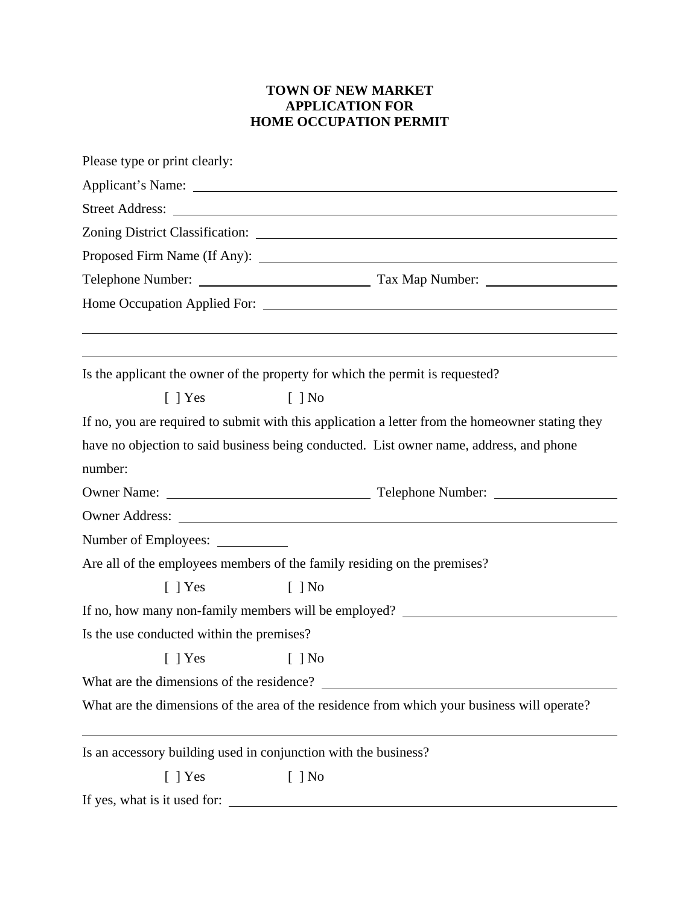# TOWN OF NEW MARKET
# APPLICATION FOR
# HOME OCCUPATION PERMIT

Please type or print clearly:

Applicant's Name: ______________________________________________

Street Address: ______________________________________________

Zoning District Classification: ______________________________________________

Proposed Firm Name (If Any): ______________________________________________

Telephone Number: ______________________ Tax Map Number: ____________________

Home Occupation Applied For: ______________________________________________

______________________________________________________________________

______________________________________________________________________

Is the applicant the owner of the property for which the permit is requested?

[ ] Yes [ ] No

If no, you are required to submit with this application a letter from the homeowner stating they have no objection to said business being conducted. List owner name, address, and phone number:

Owner Name: ______________________ Telephone Number: ____________________

Owner Address: ______________________________________________

Number of Employees: __________

Are all of the employees members of the family residing on the premises?

[ ] Yes [ ] No

If no, how many non-family members will be employed? ______________________

Is the use conducted within the premises?

[ ] Yes [ ] No

What are the dimensions of the residence? ______________________________

What are the dimensions of the area of the residence from which your business will operate?

______________________________________________________________________

Is an accessory building used in conjunction with the business?

[ ] Yes [ ] No

If yes, what is it used for: ______________________________________________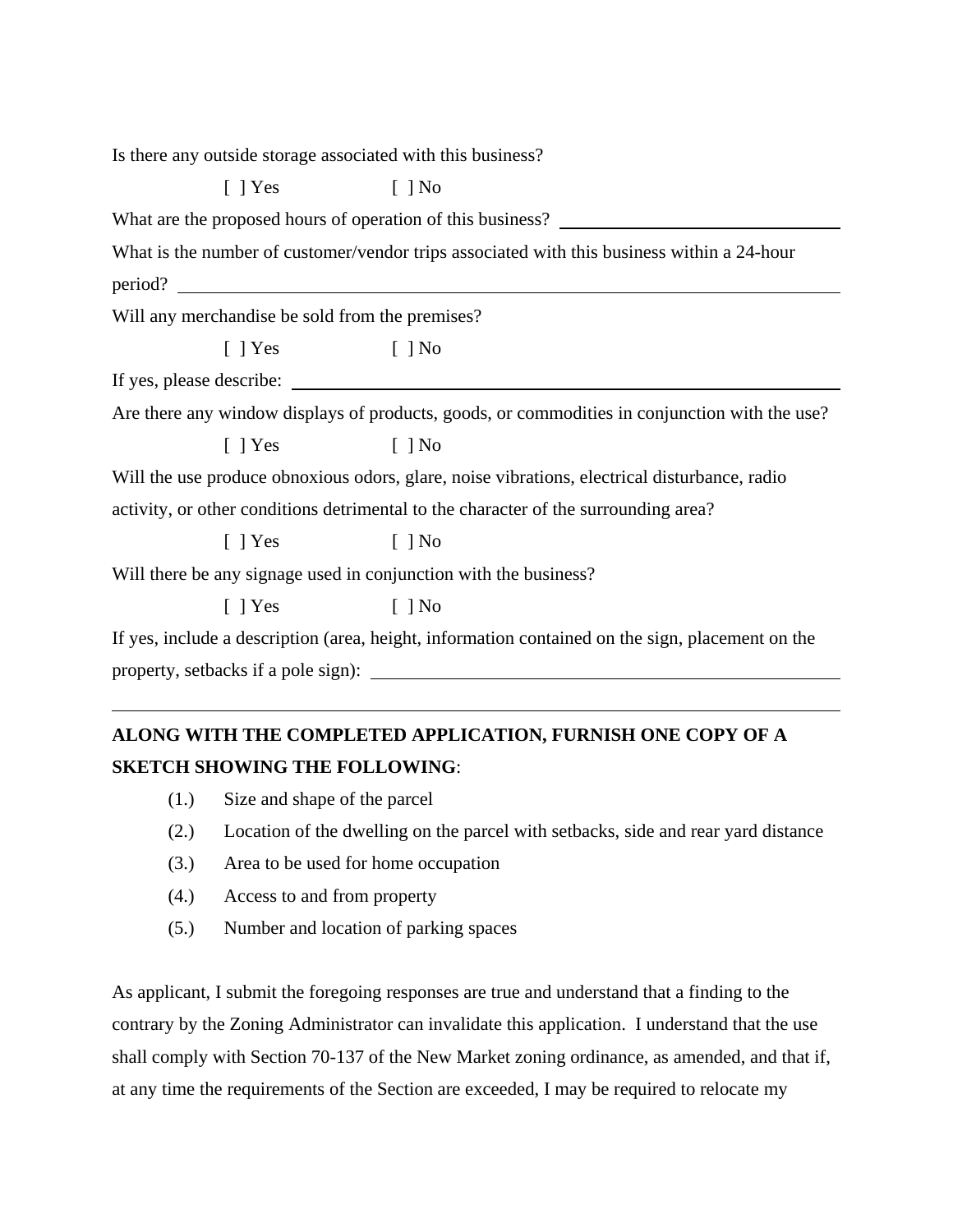Is there any outside storage associated with this business?

[ ] Yes [ ] No

What are the proposed hours of operation of this business? ______________________

What is the number of customer/vendor trips associated with this business within a 24-hour period? ______________________

Will any merchandise be sold from the premises?

[ ] Yes [ ] No

If yes, please describe: ______________________

Are there any window displays of products, goods, or commodities in conjunction with the use?

[ ] Yes [ ] No

Will the use produce obnoxious odors, glare, noise vibrations, electrical disturbance, radio activity, or other conditions detrimental to the character of the surrounding area?

[ ] Yes [ ] No

Will there be any signage used in conjunction with the business?

[ ] Yes [ ] No

If yes, include a description (area, height, information contained on the sign, placement on the property, setbacks if a pole sign): ______________________

______________________

**ALONG WITH THE COMPLETED APPLICATION, FURNISH ONE COPY OF A SKETCH SHOWING THE FOLLOWING**:

(1.) Size and shape of the parcel

(2.) Location of the dwelling on the parcel with setbacks, side and rear yard distance

(3.) Area to be used for home occupation

(4.) Access to and from property

(5.) Number and location of parking spaces

As applicant, I submit the foregoing responses are true and understand that a finding to the contrary by the Zoning Administrator can invalidate this application. I understand that the use shall comply with Section 70-137 of the New Market zoning ordinance, as amended, and that if, at any time the requirements of the Section are exceeded, I may be required to relocate my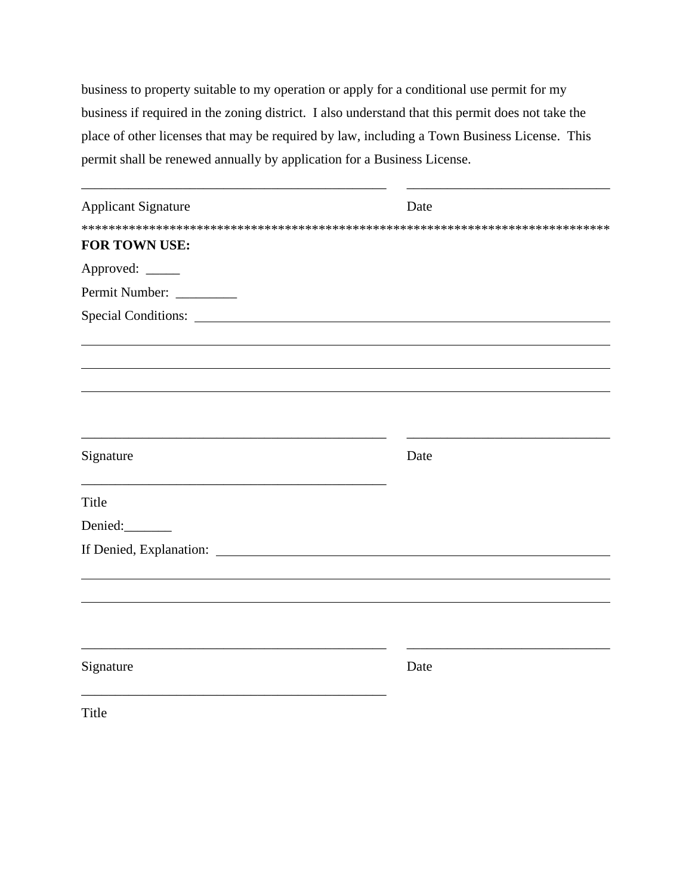business to property suitable to my operation or apply for a conditional use permit for my business if required in the zoning district. I also understand that this permit does not take the place of other licenses that may be required by law, including a Town Business License. This permit shall be renewed annually by application for a Business License.

_____________________________________________ ______________________________

Applicant Signature Date

*******************************************************************************

**FOR TOWN USE:**

Approved: _____

Permit Number: _________

Special Conditions: ____________________________________________________________

________________________________________________________________________________

________________________________________________________________________________

________________________________________________________________________________

_____________________________________________ ______________________________

Signature Date

_____________________________________________

Title

Denied:_______

If Denied, Explanation: _________________________________________________________

________________________________________________________________________________

________________________________________________________________________________

_____________________________________________ ______________________________

Signature Date

_____________________________________________

Title